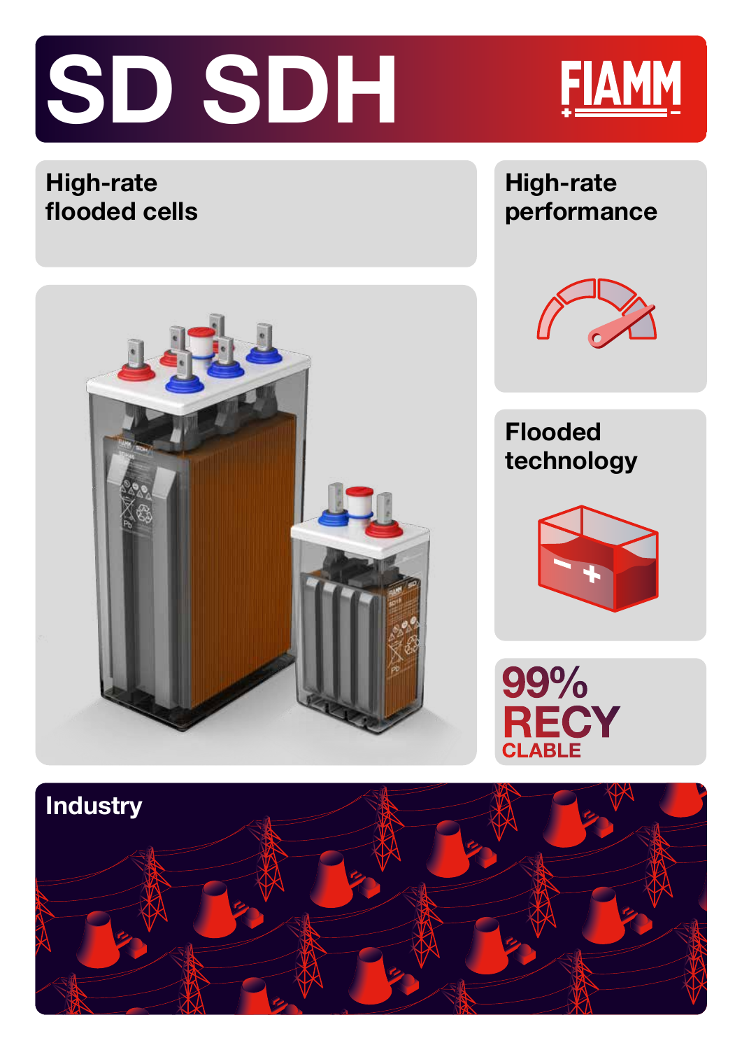# SD SDH

FIAMM

## High-rate flooded cells

## High-rate performance

## Flooded technology

99% RECYCLABLE

## Industry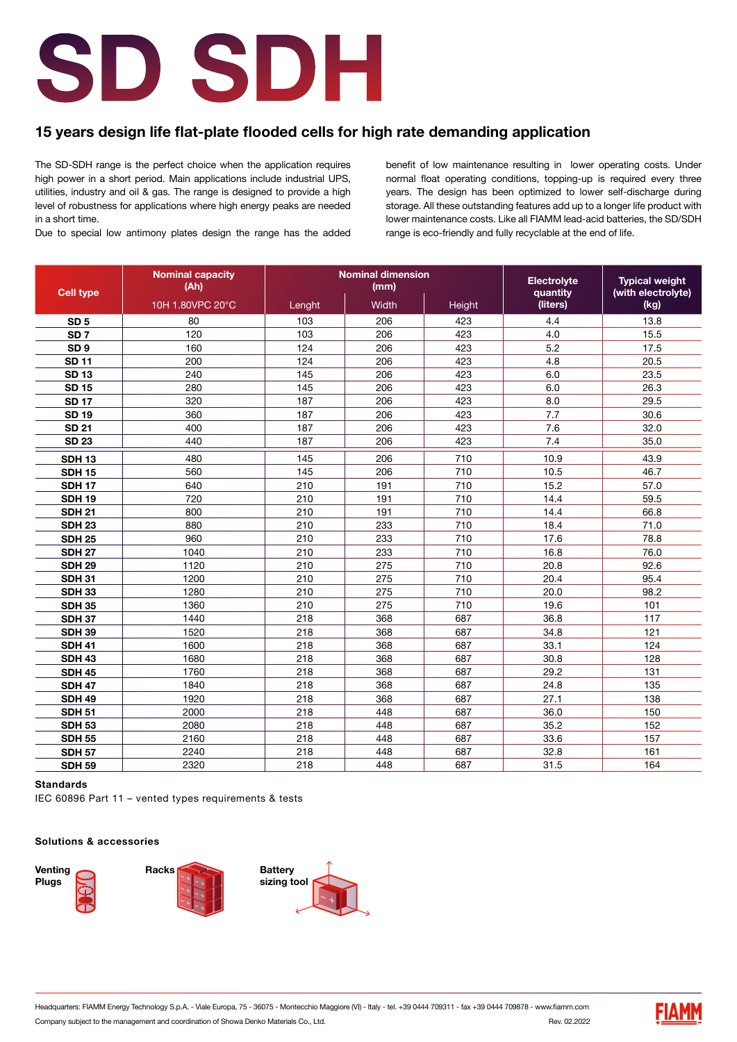# SD SDH

## 15 years design life flat-plate flooded cells for high rate demanding application

The SD-SDH range is the perfect choice when the application requires high power in a short period. Main applications include industrial UPS, utilities, industry and oil & gas. The range is designed to provide a high level of robustness for applications where high energy peaks are needed in a short time.
Due to special low antimony plates design the range has the added benefit of low maintenance resulting in lower operating costs. Under normal float operating conditions, topping-up is required every three years. The design has been optimized to lower self-discharge during storage. All these outstanding features add up to a longer life product with lower maintenance costs. Like all FIAMM lead-acid batteries, the SD/SDH range is eco-friendly and fully recyclable at the end of life.

| Cell type | Nominal capacity (Ah) | Nominal dimension (mm) | | | Electrolyte quantity (liters) | Typical weight (with electrolyte) (kg) |
|---|---|---|---|---|---|---|
| | 10H 1.80VPC 20°C | Lenght | Width | Height | | |
| **SD 5** | 80 | 103 | 206 | 423 | 4.4 | 13.8 |
| **SD 7** | 120 | 103 | 206 | 423 | 4.0 | 15.5 |
| **SD 9** | 160 | 124 | 206 | 423 | 5.2 | 17.5 |
| **SD 11** | 200 | 124 | 206 | 423 | 4.8 | 20.5 |
| **SD 13** | 240 | 145 | 206 | 423 | 6.0 | 23.5 |
| **SD 15** | 280 | 145 | 206 | 423 | 6.0 | 26.3 |
| **SD 17** | 320 | 187 | 206 | 423 | 8.0 | 29.5 |
| **SD 19** | 360 | 187 | 206 | 423 | 7.7 | 30.6 |
| **SD 21** | 400 | 187 | 206 | 423 | 7.6 | 32.0 |
| **SD 23** | 440 | 187 | 206 | 423 | 7.4 | 35.0 |
| **SDH 13** | 480 | 145 | 206 | 710 | 10.9 | 43.9 |
| **SDH 15** | 560 | 145 | 206 | 710 | 10.5 | 46.7 |
| **SDH 17** | 640 | 210 | 191 | 710 | 15.2 | 57.0 |
| **SDH 19** | 720 | 210 | 191 | 710 | 14.4 | 59.5 |
| **SDH 21** | 800 | 210 | 191 | 710 | 14.4 | 66.8 |
| **SDH 23** | 880 | 210 | 233 | 710 | 18.4 | 71.0 |
| **SDH 25** | 960 | 210 | 233 | 710 | 17.6 | 78.8 |
| **SDH 27** | 1040 | 210 | 233 | 710 | 16.8 | 76.0 |
| **SDH 29** | 1120 | 210 | 275 | 710 | 20.8 | 92.6 |
| **SDH 31** | 1200 | 210 | 275 | 710 | 20.4 | 95.4 |
| **SDH 33** | 1280 | 210 | 275 | 710 | 20.0 | 98.2 |
| **SDH 35** | 1360 | 210 | 275 | 710 | 19.6 | 101 |
| **SDH 37** | 1440 | 218 | 368 | 687 | 36.8 | 117 |
| **SDH 39** | 1520 | 218 | 368 | 687 | 34.8 | 121 |
| **SDH 41** | 1600 | 218 | 368 | 687 | 33.1 | 124 |
| **SDH 43** | 1680 | 218 | 368 | 687 | 30.8 | 128 |
| **SDH 45** | 1760 | 218 | 368 | 687 | 29.2 | 131 |
| **SDH 47** | 1840 | 218 | 368 | 687 | 24.8 | 135 |
| **SDH 49** | 1920 | 218 | 368 | 687 | 27.1 | 138 |
| **SDH 51** | 2000 | 218 | 448 | 687 | 36.0 | 150 |
| **SDH 53** | 2080 | 218 | 448 | 687 | 35.2 | 152 |
| **SDH 55** | 2160 | 218 | 448 | 687 | 33.6 | 157 |
| **SDH 57** | 2240 | 218 | 448 | 687 | 32.8 | 161 |
| **SDH 59** | 2320 | 218 | 448 | 687 | 31.5 | 164 |

**Standards**

IEC 60896 Part 11 – vented types requirements & tests

**Solutions & accessories**

**Venting Plugs**

**Racks**

**Battery sizing tool**

Headquarters: FIAMM Energy Technology S.p.A. - Viale Europa, 75 - 36075 - Montecchio Maggiore (VI) - Italy - tel. +39 0444 709311 - fax +39 0444 709878 - www.fiamm.com

Company subject to the management and coordination of Showa Denko Materials Co., Ltd.

Rev. 02.2022